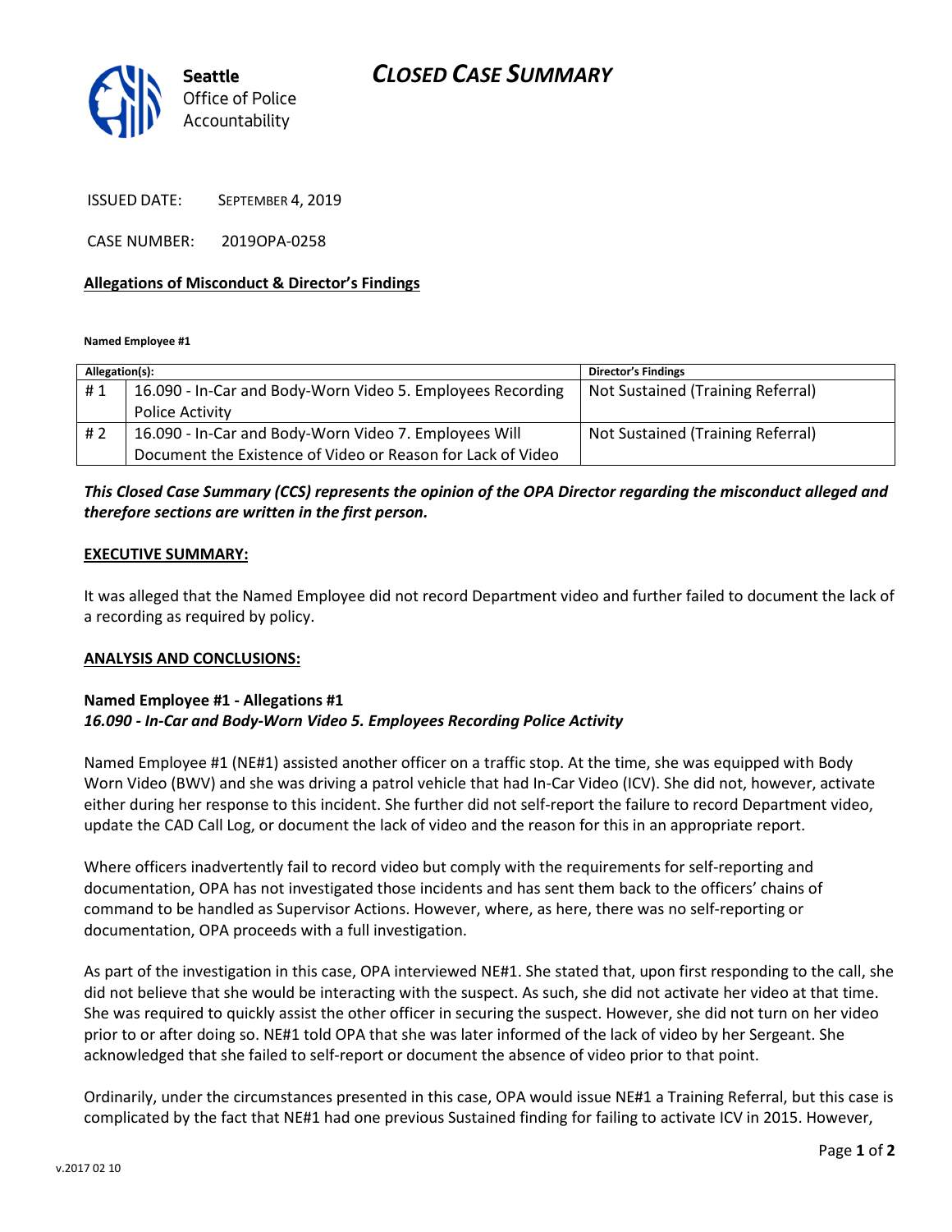**Seattle** Office of Police Accountability

# CLOSED CASE SUMMARY

ISSUED DATE: SEPTEMBER 4, 2019

CASE NUMBER: 2019OPA-0258

## Allegations of Misconduct & Director's Findings

**Named Employee #1**

| Allegation(s): | | Director's Findings |
|---|---|---|
| # 1 | 16.090 - In-Car and Body-Worn Video 5. Employees Recording Police Activity | Not Sustained (Training Referral) |
| # 2 | 16.090 - In-Car and Body-Worn Video 7. Employees Will Document the Existence of Video or Reason for Lack of Video | Not Sustained (Training Referral) |

***This Closed Case Summary (CCS) represents the opinion of the OPA Director regarding the misconduct alleged and therefore sections are written in the first person.***

### EXECUTIVE SUMMARY:

It was alleged that the Named Employee did not record Department video and further failed to document the lack of a recording as required by policy.

### ANALYSIS AND CONCLUSIONS:

**Named Employee #1 - Allegations #1**
***16.090 - In-Car and Body-Worn Video 5. Employees Recording Police Activity***

Named Employee #1 (NE#1) assisted another officer on a traffic stop. At the time, she was equipped with Body Worn Video (BWV) and she was driving a patrol vehicle that had In-Car Video (ICV). She did not, however, activate either during her response to this incident. She further did not self-report the failure to record Department video, update the CAD Call Log, or document the lack of video and the reason for this in an appropriate report.

Where officers inadvertently fail to record video but comply with the requirements for self-reporting and documentation, OPA has not investigated those incidents and has sent them back to the officers' chains of command to be handled as Supervisor Actions. However, where, as here, there was no self-reporting or documentation, OPA proceeds with a full investigation.

As part of the investigation in this case, OPA interviewed NE#1. She stated that, upon first responding to the call, she did not believe that she would be interacting with the suspect. As such, she did not activate her video at that time. She was required to quickly assist the other officer in securing the suspect. However, she did not turn on her video prior to or after doing so. NE#1 told OPA that she was later informed of the lack of video by her Sergeant. She acknowledged that she failed to self-report or document the absence of video prior to that point.

Ordinarily, under the circumstances presented in this case, OPA would issue NE#1 a Training Referral, but this case is complicated by the fact that NE#1 had one previous Sustained finding for failing to activate ICV in 2015. However,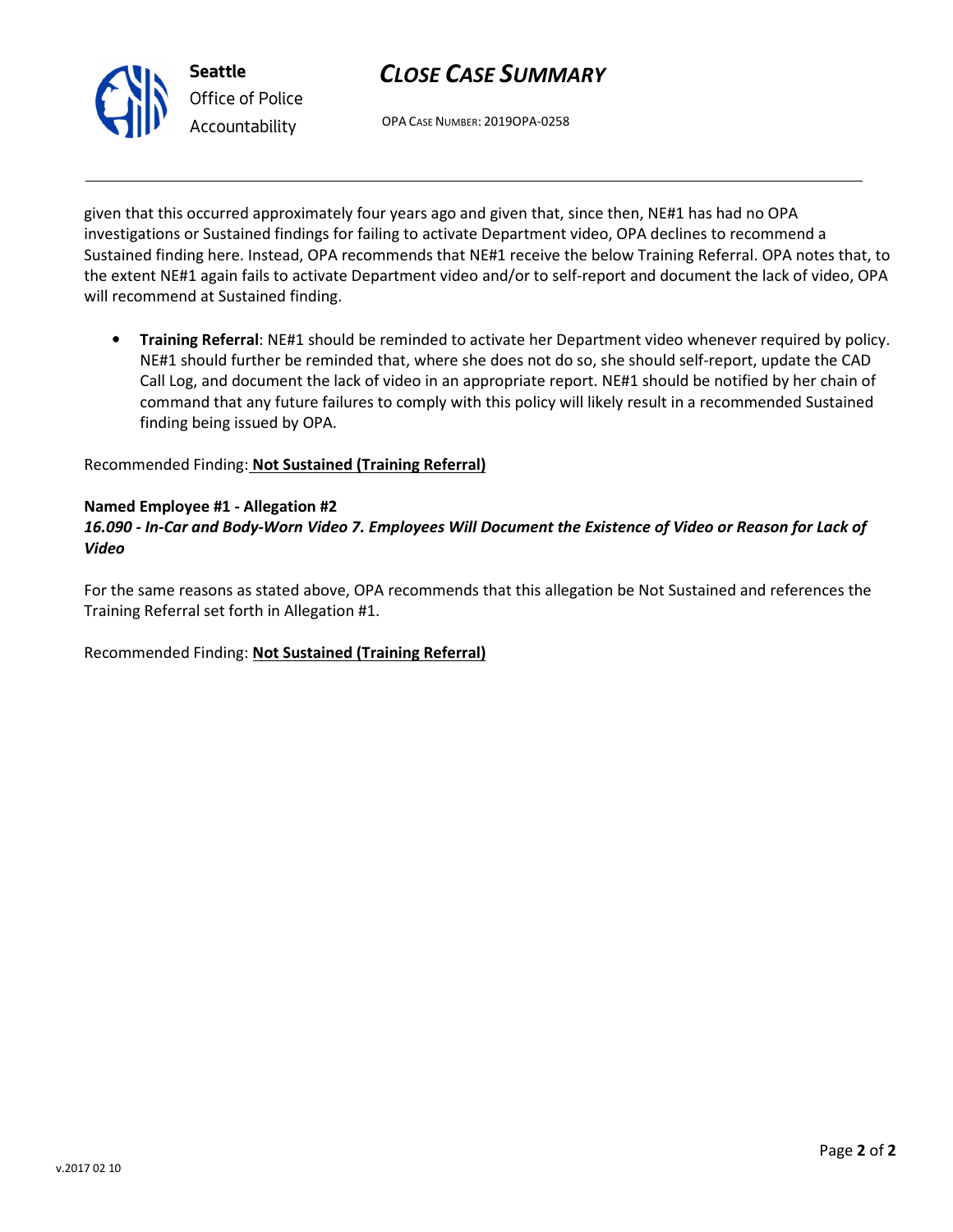given that this occurred approximately four years ago and given that, since then, NE#1 has had no OPA investigations or Sustained findings for failing to activate Department video, OPA declines to recommend a Sustained finding here. Instead, OPA recommends that NE#1 receive the below Training Referral. OPA notes that, to the extent NE#1 again fails to activate Department video and/or to self-report and document the lack of video, OPA will recommend at Sustained finding.

- **Training Referral**: NE#1 should be reminded to activate her Department video whenever required by policy. NE#1 should further be reminded that, where she does not do so, she should self-report, update the CAD Call Log, and document the lack of video in an appropriate report. NE#1 should be notified by her chain of command that any future failures to comply with this policy will likely result in a recommended Sustained finding being issued by OPA.

Recommended Finding: **Not Sustained (Training Referral)**

**Named Employee #1 - Allegation #2**
***16.090 - In-Car and Body-Worn Video 7. Employees Will Document the Existence of Video or Reason for Lack of Video***

For the same reasons as stated above, OPA recommends that this allegation be Not Sustained and references the Training Referral set forth in Allegation #1.

Recommended Finding: **Not Sustained (Training Referral)**